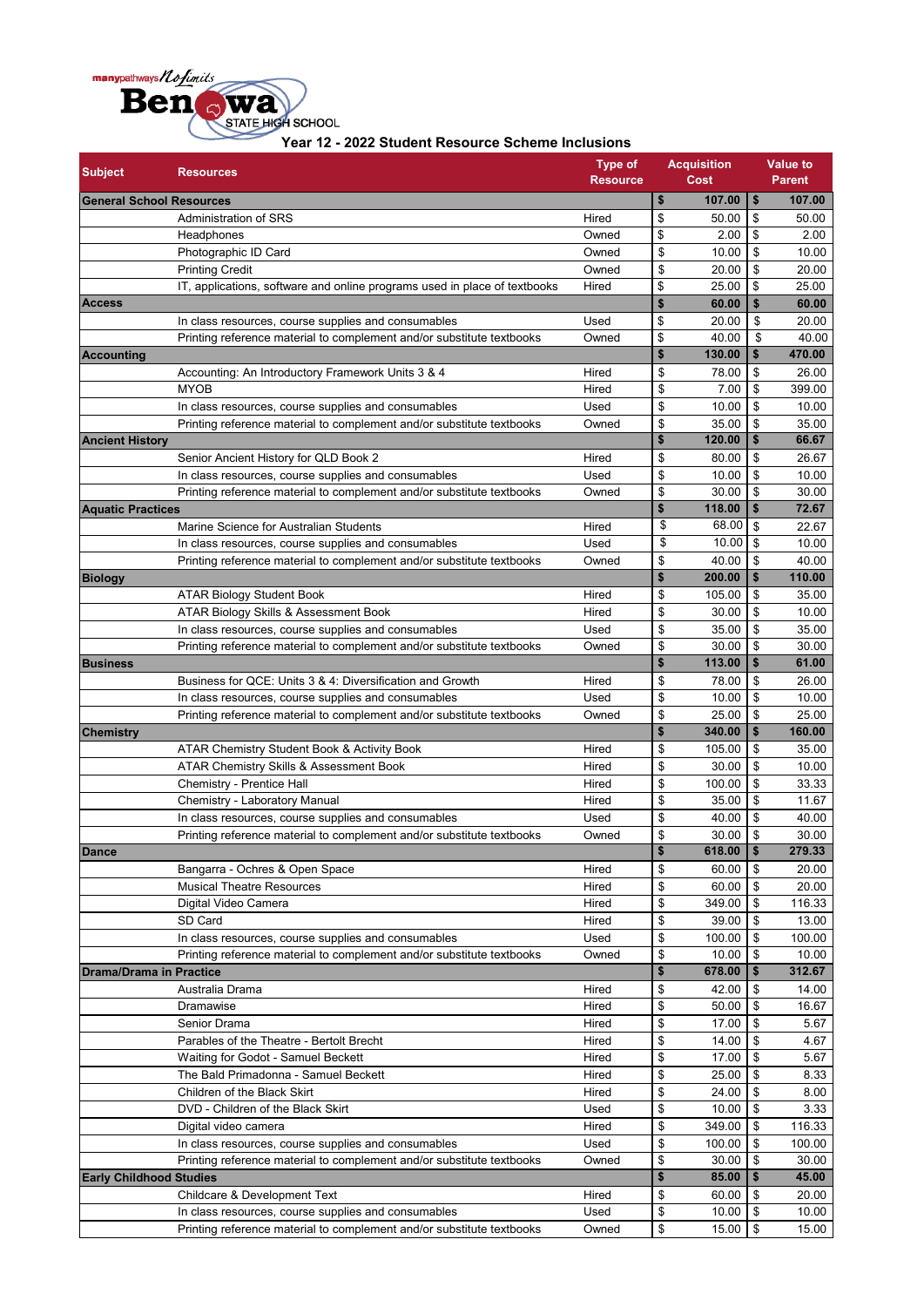Benowa State High School

## Year 12 - 2022 Student Resource Scheme Inclusions

| Subject | Resources | Type of Resource | Acquisition Cost | Value to Parent |
|---|---|---|---|---|
| **General School Resources** | | | **$ 107.00** | **$ 107.00** |
| | Administration of SRS | Hired | $ 50.00 | $ 50.00 |
| | Headphones | Owned | $ 2.00 | $ 2.00 |
| | Photographic ID Card | Owned | $ 10.00 | $ 10.00 |
| | Printing Credit | Owned | $ 20.00 | $ 20.00 |
| | IT, applications, software and online programs used in place of textbooks | Hired | $ 25.00 | $ 25.00 |
| **Access** | | | **$ 60.00** | **$ 60.00** |
| | In class resources, course supplies and consumables | Used | $ 20.00 | $ 20.00 |
| | Printing reference material to complement and/or substitute textbooks | Owned | $ 40.00 | $ 40.00 |
| **Accounting** | | | **$ 130.00** | **$ 470.00** |
| | Accounting: An Introductory Framework Units 3 & 4 | Hired | $ 78.00 | $ 26.00 |
| | MYOB | Hired | $ 7.00 | $ 399.00 |
| | In class resources, course supplies and consumables | Used | $ 10.00 | $ 10.00 |
| | Printing reference material to complement and/or substitute textbooks | Owned | $ 35.00 | $ 35.00 |
| **Ancient History** | | | **$ 120.00** | **$ 66.67** |
| | Senior Ancient History for QLD Book 2 | Hired | $ 80.00 | $ 26.67 |
| | In class resources, course supplies and consumables | Used | $ 10.00 | $ 10.00 |
| | Printing reference material to complement and/or substitute textbooks | Owned | $ 30.00 | $ 30.00 |
| **Aquatic Practices** | | | **$ 118.00** | **$ 72.67** |
| | Marine Science for Australian Students | Hired | $ 68.00 | $ 22.67 |
| | In class resources, course supplies and consumables | Used | $ 10.00 | $ 10.00 |
| | Printing reference material to complement and/or substitute textbooks | Owned | $ 40.00 | $ 40.00 |
| **Biology** | | | **$ 200.00** | **$ 110.00** |
| | ATAR Biology Student Book | Hired | $ 105.00 | $ 35.00 |
| | ATAR Biology Skills & Assessment Book | Hired | $ 30.00 | $ 10.00 |
| | In class resources, course supplies and consumables | Used | $ 35.00 | $ 35.00 |
| | Printing reference material to complement and/or substitute textbooks | Owned | $ 30.00 | $ 30.00 |
| **Business** | | | **$ 113.00** | **$ 61.00** |
| | Business for QCE: Units 3 & 4: Diversification and Growth | Hired | $ 78.00 | $ 26.00 |
| | In class resources, course supplies and consumables | Used | $ 10.00 | $ 10.00 |
| | Printing reference material to complement and/or substitute textbooks | Owned | $ 25.00 | $ 25.00 |
| **Chemistry** | | | **$ 340.00** | **$ 160.00** |
| | ATAR Chemistry Student Book & Activity Book | Hired | $ 105.00 | $ 35.00 |
| | ATAR Chemistry Skills & Assessment Book | Hired | $ 30.00 | $ 10.00 |
| | Chemistry - Prentice Hall | Hired | $ 100.00 | $ 33.33 |
| | Chemistry - Laboratory Manual | Hired | $ 35.00 | $ 11.67 |
| | In class resources, course supplies and consumables | Used | $ 40.00 | $ 40.00 |
| | Printing reference material to complement and/or substitute textbooks | Owned | $ 30.00 | $ 30.00 |
| **Dance** | | | **$ 618.00** | **$ 279.33** |
| | Bangarra - Ochres & Open Space | Hired | $ 60.00 | $ 20.00 |
| | Musical Theatre Resources | Hired | $ 60.00 | $ 20.00 |
| | Digital Video Camera | Hired | $ 349.00 | $ 116.33 |
| | SD Card | Hired | $ 39.00 | $ 13.00 |
| | In class resources, course supplies and consumables | Used | $ 100.00 | $ 100.00 |
| | Printing reference material to complement and/or substitute textbooks | Owned | $ 10.00 | $ 10.00 |
| **Drama/Drama in Practice** | | | **$ 678.00** | **$ 312.67** |
| | Australia Drama | Hired | $ 42.00 | $ 14.00 |
| | Dramawise | Hired | $ 50.00 | $ 16.67 |
| | Senior Drama | Hired | $ 17.00 | $ 5.67 |
| | Parables of the Theatre - Bertolt Brecht | Hired | $ 14.00 | $ 4.67 |
| | Waiting for Godot - Samuel Beckett | Hired | $ 17.00 | $ 5.67 |
| | The Bald Primadonna - Samuel Beckett | Hired | $ 25.00 | $ 8.33 |
| | Children of the Black Skirt | Hired | $ 24.00 | $ 8.00 |
| | DVD - Children of the Black Skirt | Used | $ 10.00 | $ 3.33 |
| | Digital video camera | Hired | $ 349.00 | $ 116.33 |
| | In class resources, course supplies and consumables | Used | $ 100.00 | $ 100.00 |
| | Printing reference material to complement and/or substitute textbooks | Owned | $ 30.00 | $ 30.00 |
| **Early Childhood Studies** | | | **$ 85.00** | **$ 45.00** |
| | Childcare & Development Text | Hired | $ 60.00 | $ 20.00 |
| | In class resources, course supplies and consumables | Used | $ 10.00 | $ 10.00 |
| | Printing reference material to complement and/or substitute textbooks | Owned | $ 15.00 | $ 15.00 |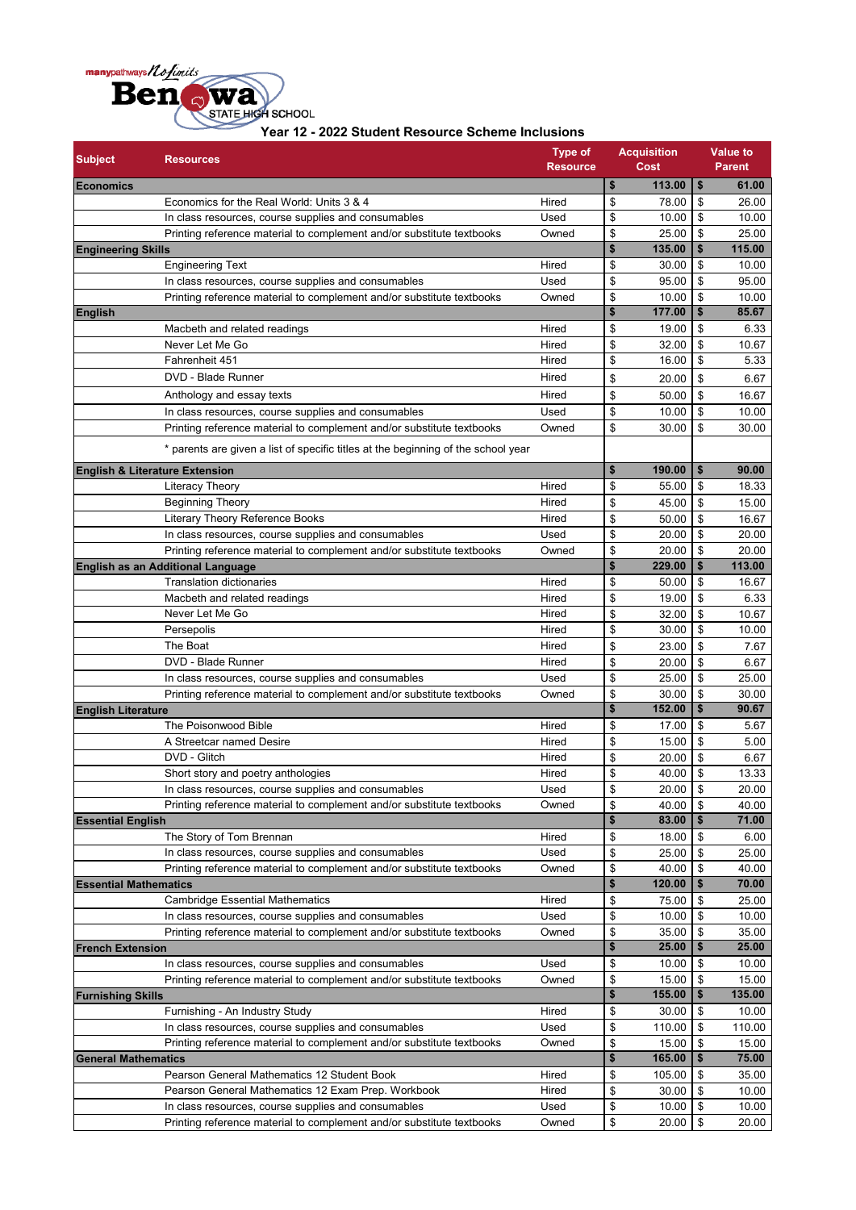manypathways No limits Benowa STATE HIGH SCHOOL

# Year 12 - 2022 Student Resource Scheme Inclusions

| Subject | Resources | Type of Resource | Acquisition Cost | Value to Parent |
|---|---|---|---|---|
| **Economics** | | | **$ 113.00** | **$ 61.00** |
| | Economics for the Real World: Units 3 & 4 | Hired | $ 78.00 | $ 26.00 |
| | In class resources, course supplies and consumables | Used | $ 10.00 | $ 10.00 |
| | Printing reference material to complement and/or substitute textbooks | Owned | $ 25.00 | $ 25.00 |
| **Engineering Skills** | | | **$ 135.00** | **$ 115.00** |
| | Engineering Text | Hired | $ 30.00 | $ 10.00 |
| | In class resources, course supplies and consumables | Used | $ 95.00 | $ 95.00 |
| | Printing reference material to complement and/or substitute textbooks | Owned | $ 10.00 | $ 10.00 |
| **English** | | | **$ 177.00** | **$ 85.67** |
| | Macbeth and related readings | Hired | $ 19.00 | $ 6.33 |
| | Never Let Me Go | Hired | $ 32.00 | $ 10.67 |
| | Fahrenheit 451 | Hired | $ 16.00 | $ 5.33 |
| | DVD - Blade Runner | Hired | $ 20.00 | $ 6.67 |
| | Anthology and essay texts | Hired | $ 50.00 | $ 16.67 |
| | In class resources, course supplies and consumables | Used | $ 10.00 | $ 10.00 |
| | Printing reference material to complement and/or substitute textbooks | Owned | $ 30.00 | $ 30.00 |
| | * parents are given a list of specific titles at the beginning of the school year | | | |
| **English & Literature Extension** | | | **$ 190.00** | **$ 90.00** |
| | Literacy Theory | Hired | $ 55.00 | $ 18.33 |
| | Beginning Theory | Hired | $ 45.00 | $ 15.00 |
| | Literary Theory Reference Books | Hired | $ 50.00 | $ 16.67 |
| | In class resources, course supplies and consumables | Used | $ 20.00 | $ 20.00 |
| | Printing reference material to complement and/or substitute textbooks | Owned | $ 20.00 | $ 20.00 |
| **English as an Additional Language** | | | **$ 229.00** | **$ 113.00** |
| | Translation dictionaries | Hired | $ 50.00 | $ 16.67 |
| | Macbeth and related readings | Hired | $ 19.00 | $ 6.33 |
| | Never Let Me Go | Hired | $ 32.00 | $ 10.67 |
| | Persepolis | Hired | $ 30.00 | $ 10.00 |
| | The Boat | Hired | $ 23.00 | $ 7.67 |
| | DVD - Blade Runner | Hired | $ 20.00 | $ 6.67 |
| | In class resources, course supplies and consumables | Used | $ 25.00 | $ 25.00 |
| | Printing reference material to complement and/or substitute textbooks | Owned | $ 30.00 | $ 30.00 |
| **English Literature** | | | **$ 152.00** | **$ 90.67** |
| | The Poisonwood Bible | Hired | $ 17.00 | $ 5.67 |
| | A Streetcar named Desire | Hired | $ 15.00 | $ 5.00 |
| | DVD - Glitch | Hired | $ 20.00 | $ 6.67 |
| | Short story and poetry anthologies | Hired | $ 40.00 | $ 13.33 |
| | In class resources, course supplies and consumables | Used | $ 20.00 | $ 20.00 |
| | Printing reference material to complement and/or substitute textbooks | Owned | $ 40.00 | $ 40.00 |
| **Essential English** | | | **$ 83.00** | **$ 71.00** |
| | The Story of Tom Brennan | Hired | $ 18.00 | $ 6.00 |
| | In class resources, course supplies and consumables | Used | $ 25.00 | $ 25.00 |
| | Printing reference material to complement and/or substitute textbooks | Owned | $ 40.00 | $ 40.00 |
| **Essential Mathematics** | | | **$ 120.00** | **$ 70.00** |
| | Cambridge Essential Mathematics | Hired | $ 75.00 | $ 25.00 |
| | In class resources, course supplies and consumables | Used | $ 10.00 | $ 10.00 |
| | Printing reference material to complement and/or substitute textbooks | Owned | $ 35.00 | $ 35.00 |
| **French Extension** | | | **$ 25.00** | **$ 25.00** |
| | In class resources, course supplies and consumables | Used | $ 10.00 | $ 10.00 |
| | Printing reference material to complement and/or substitute textbooks | Owned | $ 15.00 | $ 15.00 |
| **Furnishing Skills** | | | **$ 155.00** | **$ 135.00** |
| | Furnishing - An Industry Study | Hired | $ 30.00 | $ 10.00 |
| | In class resources, course supplies and consumables | Used | $ 110.00 | $ 110.00 |
| | Printing reference material to complement and/or substitute textbooks | Owned | $ 15.00 | $ 15.00 |
| **General Mathematics** | | | **$ 165.00** | **$ 75.00** |
| | Pearson General Mathematics 12 Student Book | Hired | $ 105.00 | $ 35.00 |
| | Pearson General Mathematics 12 Exam Prep. Workbook | Hired | $ 30.00 | $ 10.00 |
| | In class resources, course supplies and consumables | Used | $ 10.00 | $ 10.00 |
| | Printing reference material to complement and/or substitute textbooks | Owned | $ 20.00 | $ 20.00 |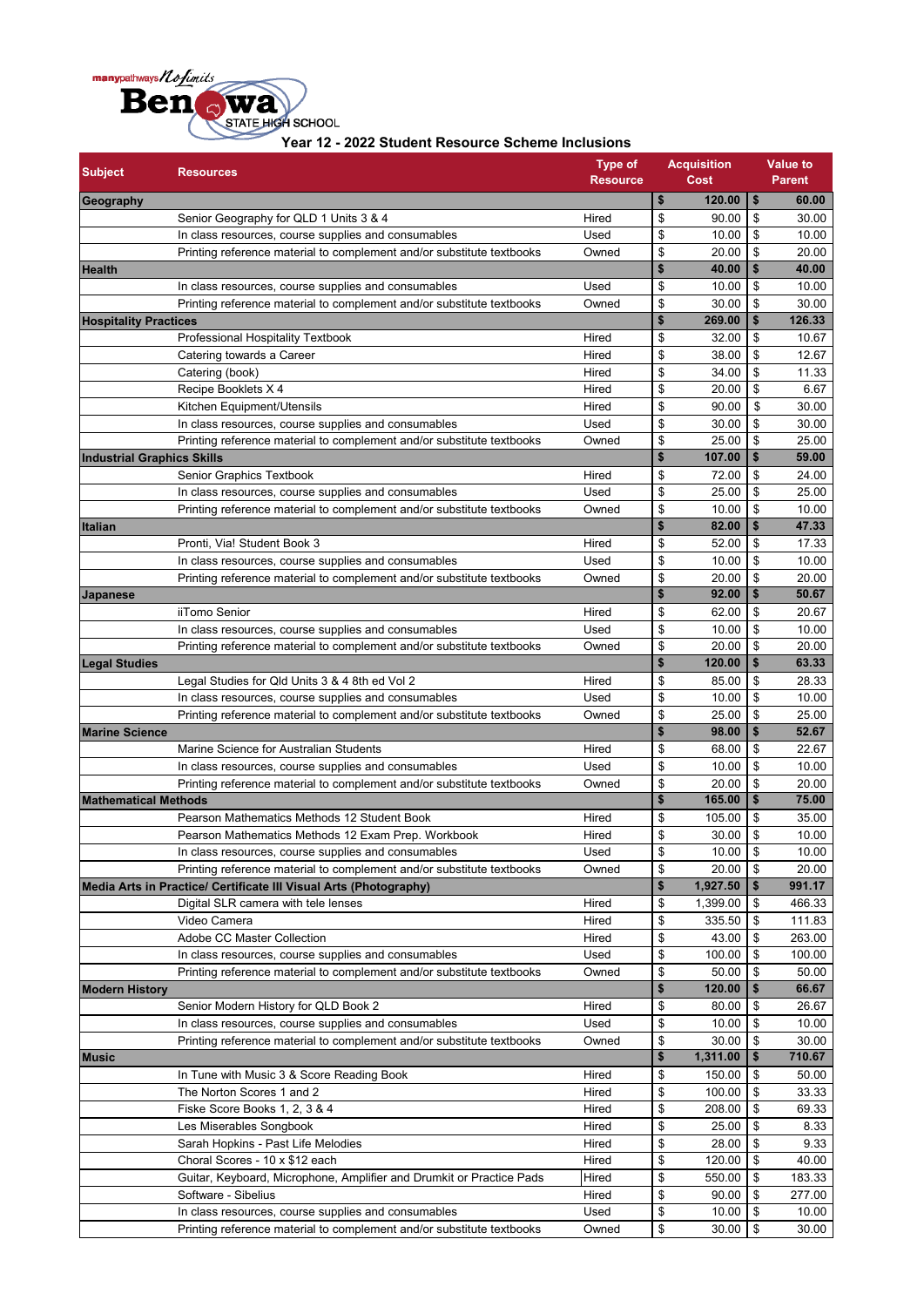manypathways *No limits*
Benowa STATE HIGH SCHOOL

## Year 12 - 2022 Student Resource Scheme Inclusions

| Subject | Resources | Type of Resource | Acquisition Cost | Value to Parent |
|---|---|---|---|---|
| **Geography** | | | **$ 120.00** | **$ 60.00** |
| | Senior Geography for QLD 1 Units 3 & 4 | Hired | $ 90.00 | $ 30.00 |
| | In class resources, course supplies and consumables | Used | $ 10.00 | $ 10.00 |
| | Printing reference material to complement and/or substitute textbooks | Owned | $ 20.00 | $ 20.00 |
| **Health** | | | **$ 40.00** | **$ 40.00** |
| | In class resources, course supplies and consumables | Used | $ 10.00 | $ 10.00 |
| | Printing reference material to complement and/or substitute textbooks | Owned | $ 30.00 | $ 30.00 |
| **Hospitality Practices** | | | **$ 269.00** | **$ 126.33** |
| | Professional Hospitality Textbook | Hired | $ 32.00 | $ 10.67 |
| | Catering towards a Career | Hired | $ 38.00 | $ 12.67 |
| | Catering (book) | Hired | $ 34.00 | $ 11.33 |
| | Recipe Booklets X 4 | Hired | $ 20.00 | $ 6.67 |
| | Kitchen Equipment/Utensils | Hired | $ 90.00 | $ 30.00 |
| | In class resources, course supplies and consumables | Used | $ 30.00 | $ 30.00 |
| | Printing reference material to complement and/or substitute textbooks | Owned | $ 25.00 | $ 25.00 |
| **Industrial Graphics Skills** | | | **$ 107.00** | **$ 59.00** |
| | Senior Graphics Textbook | Hired | $ 72.00 | $ 24.00 |
| | In class resources, course supplies and consumables | Used | $ 25.00 | $ 25.00 |
| | Printing reference material to complement and/or substitute textbooks | Owned | $ 10.00 | $ 10.00 |
| **Italian** | | | **$ 82.00** | **$ 47.33** |
| | Pronti, Via! Student Book 3 | Hired | $ 52.00 | $ 17.33 |
| | In class resources, course supplies and consumables | Used | $ 10.00 | $ 10.00 |
| | Printing reference material to complement and/or substitute textbooks | Owned | $ 20.00 | $ 20.00 |
| **Japanese** | | | **$ 92.00** | **$ 50.67** |
| | iiTomo Senior | Hired | $ 62.00 | $ 20.67 |
| | In class resources, course supplies and consumables | Used | $ 10.00 | $ 10.00 |
| | Printing reference material to complement and/or substitute textbooks | Owned | $ 20.00 | $ 20.00 |
| **Legal Studies** | | | **$ 120.00** | **$ 63.33** |
| | Legal Studies for Qld Units 3 & 4 8th ed Vol 2 | Hired | $ 85.00 | $ 28.33 |
| | In class resources, course supplies and consumables | Used | $ 10.00 | $ 10.00 |
| | Printing reference material to complement and/or substitute textbooks | Owned | $ 25.00 | $ 25.00 |
| **Marine Science** | | | **$ 98.00** | **$ 52.67** |
| | Marine Science for Australian Students | Hired | $ 68.00 | $ 22.67 |
| | In class resources, course supplies and consumables | Used | $ 10.00 | $ 10.00 |
| | Printing reference material to complement and/or substitute textbooks | Owned | $ 20.00 | $ 20.00 |
| **Mathematical Methods** | | | **$ 165.00** | **$ 75.00** |
| | Pearson Mathematics Methods 12 Student Book | Hired | $ 105.00 | $ 35.00 |
| | Pearson Mathematics Methods 12 Exam Prep. Workbook | Hired | $ 30.00 | $ 10.00 |
| | In class resources, course supplies and consumables | Used | $ 10.00 | $ 10.00 |
| | Printing reference material to complement and/or substitute textbooks | Owned | $ 20.00 | $ 20.00 |
| **Media Arts in Practice/ Certificate III Visual Arts (Photography)** | | | **$ 1,927.50** | **$ 991.17** |
| | Digital SLR camera with tele lenses | Hired | $ 1,399.00 | $ 466.33 |
| | Video Camera | Hired | $ 335.50 | $ 111.83 |
| | Adobe CC Master Collection | Hired | $ 43.00 | $ 263.00 |
| | In class resources, course supplies and consumables | Used | $ 100.00 | $ 100.00 |
| | Printing reference material to complement and/or substitute textbooks | Owned | $ 50.00 | $ 50.00 |
| **Modern History** | | | **$ 120.00** | **$ 66.67** |
| | Senior Modern History for QLD Book 2 | Hired | $ 80.00 | $ 26.67 |
| | In class resources, course supplies and consumables | Used | $ 10.00 | $ 10.00 |
| | Printing reference material to complement and/or substitute textbooks | Owned | $ 30.00 | $ 30.00 |
| **Music** | | | **$ 1,311.00** | **$ 710.67** |
| | In Tune with Music 3 & Score Reading Book | Hired | $ 150.00 | $ 50.00 |
| | The Norton Scores 1 and 2 | Hired | $ 100.00 | $ 33.33 |
| | Fiske Score Books 1, 2, 3 & 4 | Hired | $ 208.00 | $ 69.33 |
| | Les Miserables Songbook | Hired | $ 25.00 | $ 8.33 |
| | Sarah Hopkins - Past Life Melodies | Hired | $ 28.00 | $ 9.33 |
| | Choral Scores - 10 x $12 each | Hired | $ 120.00 | $ 40.00 |
| | Guitar, Keyboard, Microphone, Amplifier and Drumkit or Practice Pads | Hired | $ 550.00 | $ 183.33 |
| | Software - Sibelius | Hired | $ 90.00 | $ 277.00 |
| | In class resources, course supplies and consumables | Used | $ 10.00 | $ 10.00 |
| | Printing reference material to complement and/or substitute textbooks | Owned | $ 30.00 | $ 30.00 |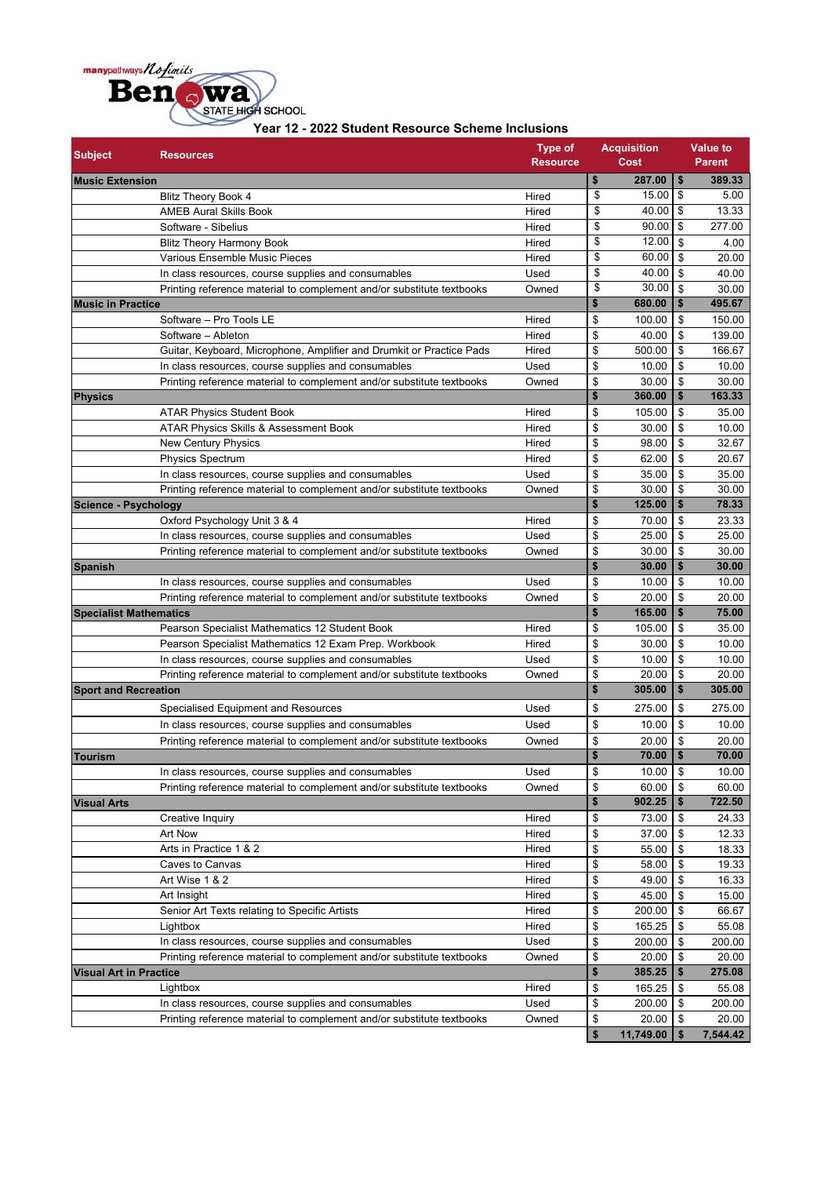Benowa State High School

### Year 12 - 2022 Student Resource Scheme Inclusions

| Subject | Resources | Type of Resource | Acquisition Cost | Value to Parent |
|---|---|---|---|---|
| **Music Extension** | | | **$ 287.00** | **$ 389.33** |
| | Blitz Theory Book 4 | Hired | $ 15.00 | $ 5.00 |
| | AMEB Aural Skills Book | Hired | $ 40.00 | $ 13.33 |
| | Software - Sibelius | Hired | $ 90.00 | $ 277.00 |
| | Blitz Theory Harmony Book | Hired | $ 12.00 | $ 4.00 |
| | Various Ensemble Music Pieces | Hired | $ 60.00 | $ 20.00 |
| | In class resources, course supplies and consumables | Used | $ 40.00 | $ 40.00 |
| | Printing reference material to complement and/or substitute textbooks | Owned | $ 30.00 | $ 30.00 |
| **Music in Practice** | | | **$ 680.00** | **$ 495.67** |
| | Software – Pro Tools LE | Hired | $ 100.00 | $ 150.00 |
| | Software – Ableton | Hired | $ 40.00 | $ 139.00 |
| | Guitar, Keyboard, Microphone, Amplifier and Drumkit or Practice Pads | Hired | $ 500.00 | $ 166.67 |
| | In class resources, course supplies and consumables | Used | $ 10.00 | $ 10.00 |
| | Printing reference material to complement and/or substitute textbooks | Owned | $ 30.00 | $ 30.00 |
| **Physics** | | | **$ 360.00** | **$ 163.33** |
| | ATAR Physics Student Book | Hired | $ 105.00 | $ 35.00 |
| | ATAR Physics Skills & Assessment Book | Hired | $ 30.00 | $ 10.00 |
| | New Century Physics | Hired | $ 98.00 | $ 32.67 |
| | Physics Spectrum | Hired | $ 62.00 | $ 20.67 |
| | In class resources, course supplies and consumables | Used | $ 35.00 | $ 35.00 |
| | Printing reference material to complement and/or substitute textbooks | Owned | $ 30.00 | $ 30.00 |
| **Science - Psychology** | | | **$ 125.00** | **$ 78.33** |
| | Oxford Psychology Unit 3 & 4 | Hired | $ 70.00 | $ 23.33 |
| | In class resources, course supplies and consumables | Used | $ 25.00 | $ 25.00 |
| | Printing reference material to complement and/or substitute textbooks | Owned | $ 30.00 | $ 30.00 |
| **Spanish** | | | **$ 30.00** | **$ 30.00** |
| | In class resources, course supplies and consumables | Used | $ 10.00 | $ 10.00 |
| | Printing reference material to complement and/or substitute textbooks | Owned | $ 20.00 | $ 20.00 |
| **Specialist Mathematics** | | | **$ 165.00** | **$ 75.00** |
| | Pearson Specialist Mathematics 12 Student Book | Hired | $ 105.00 | $ 35.00 |
| | Pearson Specialist Mathematics 12 Exam Prep. Workbook | Hired | $ 30.00 | $ 10.00 |
| | In class resources, course supplies and consumables | Used | $ 10.00 | $ 10.00 |
| | Printing reference material to complement and/or substitute textbooks | Owned | $ 20.00 | $ 20.00 |
| **Sport and Recreation** | | | **$ 305.00** | **$ 305.00** |
| | Specialised Equipment and Resources | Used | $ 275.00 | $ 275.00 |
| | In class resources, course supplies and consumables | Used | $ 10.00 | $ 10.00 |
| | Printing reference material to complement and/or substitute textbooks | Owned | $ 20.00 | $ 20.00 |
| **Tourism** | | | **$ 70.00** | **$ 70.00** |
| | In class resources, course supplies and consumables | Used | $ 10.00 | $ 10.00 |
| | Printing reference material to complement and/or substitute textbooks | Owned | $ 60.00 | $ 60.00 |
| **Visual Arts** | | | **$ 902.25** | **$ 722.50** |
| | Creative Inquiry | Hired | $ 73.00 | $ 24.33 |
| | Art Now | Hired | $ 37.00 | $ 12.33 |
| | Arts in Practice 1 & 2 | Hired | $ 55.00 | $ 18.33 |
| | Caves to Canvas | Hired | $ 58.00 | $ 19.33 |
| | Art Wise 1 & 2 | Hired | $ 49.00 | $ 16.33 |
| | Art Insight | Hired | $ 45.00 | $ 15.00 |
| | Senior Art Texts relating to Specific Artists | Hired | $ 200.00 | $ 66.67 |
| | Lightbox | Hired | $ 165.25 | $ 55.08 |
| | In class resources, course supplies and consumables | Used | $ 200.00 | $ 200.00 |
| | Printing reference material to complement and/or substitute textbooks | Owned | $ 20.00 | $ 20.00 |
| **Visual Art in Practice** | | | **$ 385.25** | **$ 275.08** |
| | Lightbox | Hired | $ 165.25 | $ 55.08 |
| | In class resources, course supplies and consumables | Used | $ 200.00 | $ 200.00 |
| | Printing reference material to complement and/or substitute textbooks | Owned | $ 20.00 | $ 20.00 |
| | | | **$ 11,749.00** | **$ 7,544.42** |